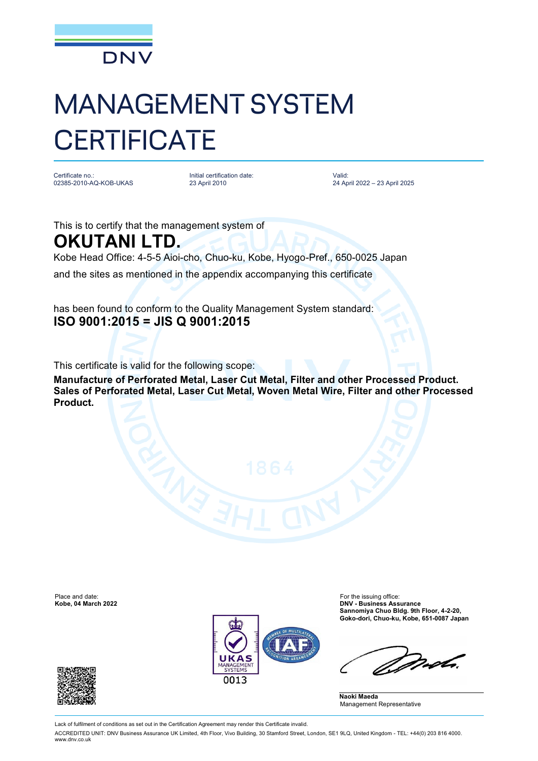DNV

# MANAGEMENT SYSTEM CERTIFICATE

Certificate no.:
02385-2010-AQ-KOB-UKAS

Initial certification date:
23 April 2010

Valid:
24 April 2022 – 23 April 2025

This is to certify that the management system of

## OKUTANI LTD.

Kobe Head Office: 4-5-5 Aioi-cho, Chuo-ku, Kobe, Hyogo-Pref., 650-0025 Japan

and the sites as mentioned in the appendix accompanying this certificate

has been found to conform to the Quality Management System standard:

**ISO 9001:2015 = JIS Q 9001:2015**

This certificate is valid for the following scope:

**Manufacture of Perforated Metal, Laser Cut Metal, Filter and other Processed Product.**
**Sales of Perforated Metal, Laser Cut Metal, Woven Metal Wire, Filter and other Processed Product.**

Place and date:
**Kobe, 04 March 2022**

For the issuing office:
**DNV - Business Assurance**
**Sannomiya Chuo Bldg. 9th Floor, 4-2-20,**
**Goko-dori, Chuo-ku, Kobe, 651-0087 Japan**

UKAS MANAGEMENT SYSTEMS 0013

**Naoki Maeda**
Management Representative

Lack of fulfilment of conditions as set out in the Certification Agreement may render this Certificate invalid.

ACCREDITED UNIT: DNV Business Assurance UK Limited, 4th Floor, Vivo Building, 30 Stamford Street, London, SE1 9LQ, United Kingdom - TEL: +44(0) 203 816 4000. www.dnv.co.uk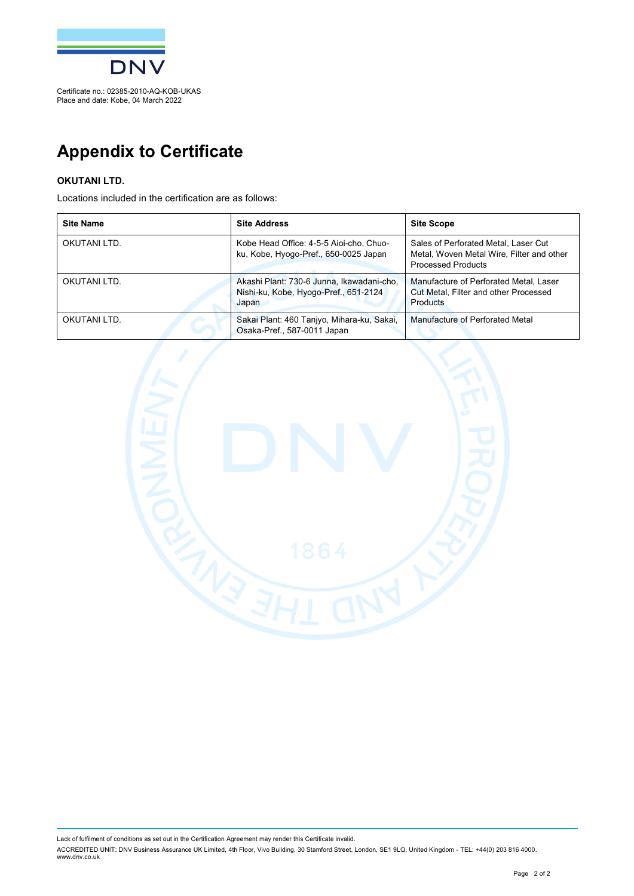Certificate no.: 02385-2010-AQ-KOB-UKAS
Place and date: Kobe, 04 March 2022

# Appendix to Certificate

**OKUTANI LTD.**

Locations included in the certification are as follows:

| Site Name | Site Address | Site Scope |
|---|---|---|
| OKUTANI LTD. | Kobe Head Office: 4-5-5 Aioi-cho, Chuo-ku, Kobe, Hyogo-Pref., 650-0025 Japan | Sales of Perforated Metal, Laser Cut Metal, Woven Metal Wire, Filter and other Processed Products |
| OKUTANI LTD. | Akashi Plant: 730-6 Junna, Ikawadani-cho, Nishi-ku, Kobe, Hyogo-Pref., 651-2124 Japan | Manufacture of Perforated Metal, Laser Cut Metal, Filter and other Processed Products |
| OKUTANI LTD. | Sakai Plant: 460 Tanjyo, Mihara-ku, Sakai, Osaka-Pref., 587-0011 Japan | Manufacture of Perforated Metal |

Lack of fulfilment of conditions as set out in the Certification Agreement may render this Certificate invalid.

ACCREDITED UNIT: DNV Business Assurance UK Limited, 4th Floor, Vivo Building, 30 Stamford Street, London, SE1 9LQ, United Kingdom - TEL: +44(0) 203 816 4000. www.dnv.co.uk